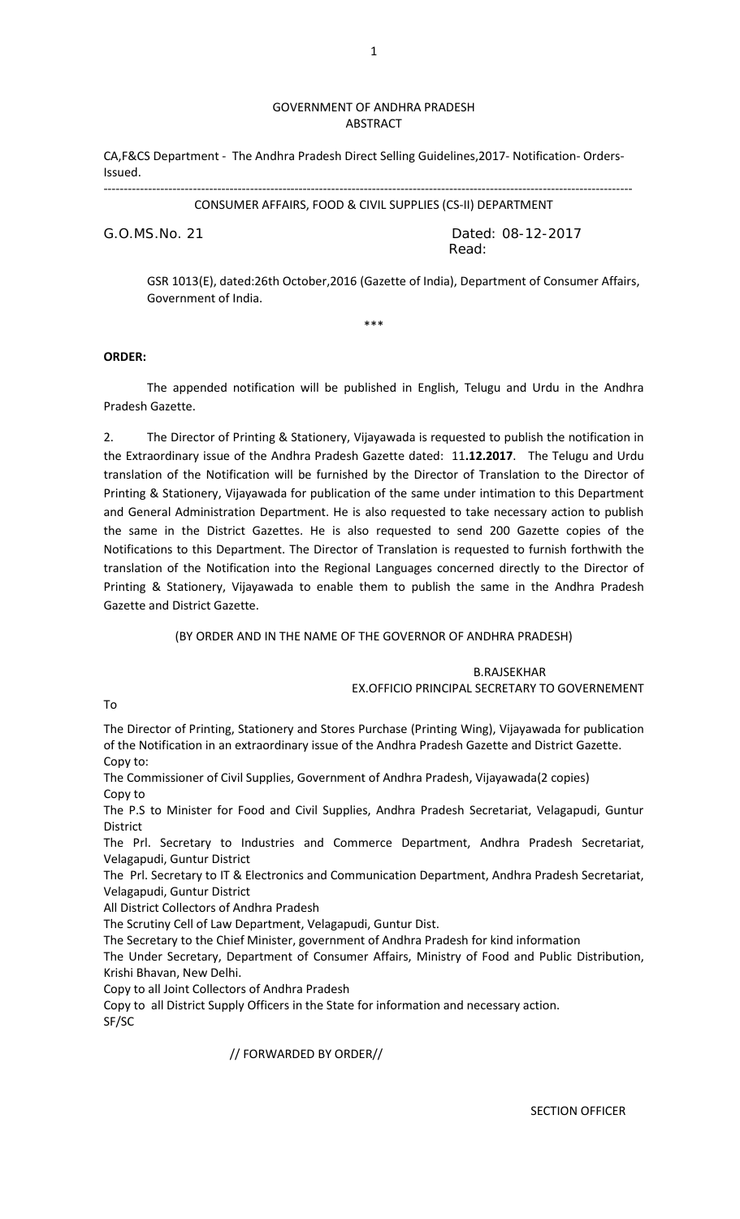GOVERNMENT OF ANDHRA PRADESH
ABSTRACT

CA,F&CS Department - The Andhra Pradesh Direct Selling Guidelines,2017- Notification- Orders- Issued.

---

CONSUMER AFFAIRS, FOOD & CIVIL SUPPLIES (CS-II) DEPARTMENT

G.O.MS.No. 21 Dated: 08-12-2017

Read:

GSR 1013(E), dated:26th October,2016 (Gazette of India), Department of Consumer Affairs, Government of India.

\*\*\*

**ORDER:**

The appended notification will be published in English, Telugu and Urdu in the Andhra Pradesh Gazette.

2. The Director of Printing & Stationery, Vijayawada is requested to publish the notification in the Extraordinary issue of the Andhra Pradesh Gazette dated: 11**.12.2017**. The Telugu and Urdu translation of the Notification will be furnished by the Director of Translation to the Director of Printing & Stationery, Vijayawada for publication of the same under intimation to this Department and General Administration Department. He is also requested to take necessary action to publish the same in the District Gazettes. He is also requested to send 200 Gazette copies of the Notifications to this Department. The Director of Translation is requested to furnish forthwith the translation of the Notification into the Regional Languages concerned directly to the Director of Printing & Stationery, Vijayawada to enable them to publish the same in the Andhra Pradesh Gazette and District Gazette.

(BY ORDER AND IN THE NAME OF THE GOVERNOR OF ANDHRA PRADESH)

B.RAJSEKHAR
EX.OFFICIO PRINCIPAL SECRETARY TO GOVERNEMENT

To

The Director of Printing, Stationery and Stores Purchase (Printing Wing), Vijayawada for publication of the Notification in an extraordinary issue of the Andhra Pradesh Gazette and District Gazette.
Copy to:
The Commissioner of Civil Supplies, Government of Andhra Pradesh, Vijayawada(2 copies)
Copy to
The P.S to Minister for Food and Civil Supplies, Andhra Pradesh Secretariat, Velagapudi, Guntur District
The Prl. Secretary to Industries and Commerce Department, Andhra Pradesh Secretariat, Velagapudi, Guntur District
The Prl. Secretary to IT & Electronics and Communication Department, Andhra Pradesh Secretariat, Velagapudi, Guntur District
All District Collectors of Andhra Pradesh
The Scrutiny Cell of Law Department, Velagapudi, Guntur Dist.
The Secretary to the Chief Minister, government of Andhra Pradesh for kind information
The Under Secretary, Department of Consumer Affairs, Ministry of Food and Public Distribution, Krishi Bhavan, New Delhi.
Copy to all Joint Collectors of Andhra Pradesh
Copy to all District Supply Officers in the State for information and necessary action.
SF/SC

// FORWARDED BY ORDER//

SECTION OFFICER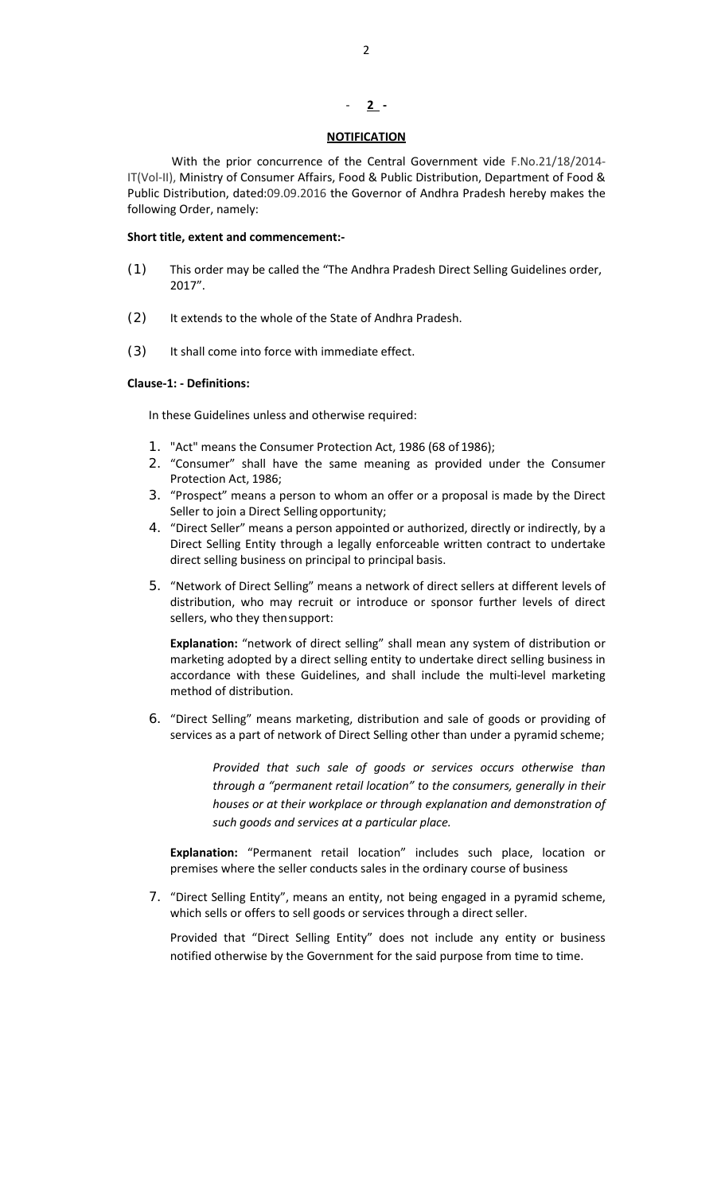## NOTIFICATION

With the prior concurrence of the Central Government vide F.No.21/18/2014-IT(Vol-II), Ministry of Consumer Affairs, Food & Public Distribution, Department of Food & Public Distribution, dated:09.09.2016 the Governor of Andhra Pradesh hereby makes the following Order, namely:

**Short title, extent and commencement:-**

(1) This order may be called the "The Andhra Pradesh Direct Selling Guidelines order, 2017".

(2) It extends to the whole of the State of Andhra Pradesh.

(3) It shall come into force with immediate effect.

**Clause-1: - Definitions:**

In these Guidelines unless and otherwise required:

1. "Act" means the Consumer Protection Act, 1986 (68 of 1986);
2. "Consumer" shall have the same meaning as provided under the Consumer Protection Act, 1986;
3. "Prospect" means a person to whom an offer or a proposal is made by the Direct Seller to join a Direct Selling opportunity;
4. "Direct Seller" means a person appointed or authorized, directly or indirectly, by a Direct Selling Entity through a legally enforceable written contract to undertake direct selling business on principal to principal basis.
5. "Network of Direct Selling" means a network of direct sellers at different levels of distribution, who may recruit or introduce or sponsor further levels of direct sellers, who they then support:

   **Explanation:** "network of direct selling" shall mean any system of distribution or marketing adopted by a direct selling entity to undertake direct selling business in accordance with these Guidelines, and shall include the multi-level marketing method of distribution.

6. "Direct Selling" means marketing, distribution and sale of goods or providing of services as a part of network of Direct Selling other than under a pyramid scheme;

   *Provided that such sale of goods or services occurs otherwise than through a "permanent retail location" to the consumers, generally in their houses or at their workplace or through explanation and demonstration of such goods and services at a particular place.*

   **Explanation:** "Permanent retail location" includes such place, location or premises where the seller conducts sales in the ordinary course of business

7. "Direct Selling Entity", means an entity, not being engaged in a pyramid scheme, which sells or offers to sell goods or services through a direct seller.

   Provided that "Direct Selling Entity" does not include any entity or business notified otherwise by the Government for the said purpose from time to time.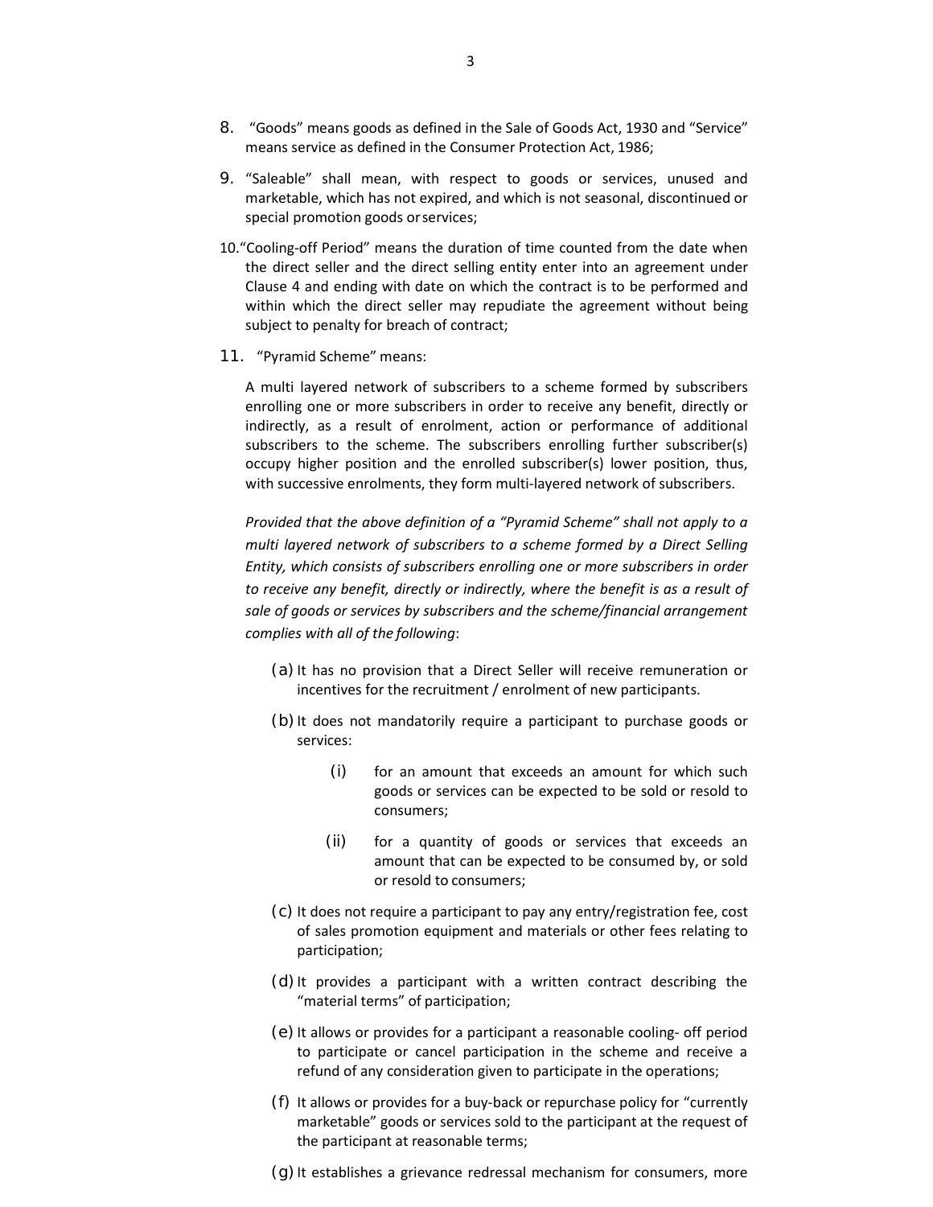8. "Goods" means goods as defined in the Sale of Goods Act, 1930 and "Service" means service as defined in the Consumer Protection Act, 1986;

9. "Saleable" shall mean, with respect to goods or services, unused and marketable, which has not expired, and which is not seasonal, discontinued or special promotion goods or services;

10. "Cooling-off Period" means the duration of time counted from the date when the direct seller and the direct selling entity enter into an agreement under Clause 4 and ending with date on which the contract is to be performed and within which the direct seller may repudiate the agreement without being subject to penalty for breach of contract;

11. "Pyramid Scheme" means:

A multi layered network of subscribers to a scheme formed by subscribers enrolling one or more subscribers in order to receive any benefit, directly or indirectly, as a result of enrolment, action or performance of additional subscribers to the scheme. The subscribers enrolling further subscriber(s) occupy higher position and the enrolled subscriber(s) lower position, thus, with successive enrolments, they form multi-layered network of subscribers.

*Provided that the above definition of a "Pyramid Scheme" shall not apply to a multi layered network of subscribers to a scheme formed by a Direct Selling Entity, which consists of subscribers enrolling one or more subscribers in order to receive any benefit, directly or indirectly, where the benefit is as a result of sale of goods or services by subscribers and the scheme/financial arrangement complies with all of the following*:

(a) It has no provision that a Direct Seller will receive remuneration or incentives for the recruitment / enrolment of new participants.

(b) It does not mandatorily require a participant to purchase goods or services:

- (i) for an amount that exceeds an amount for which such goods or services can be expected to be sold or resold to consumers;
- (ii) for a quantity of goods or services that exceeds an amount that can be expected to be consumed by, or sold or resold to consumers;

(c) It does not require a participant to pay any entry/registration fee, cost of sales promotion equipment and materials or other fees relating to participation;

(d) It provides a participant with a written contract describing the "material terms" of participation;

(e) It allows or provides for a participant a reasonable cooling- off period to participate or cancel participation in the scheme and receive a refund of any consideration given to participate in the operations;

(f) It allows or provides for a buy-back or repurchase policy for "currently marketable" goods or services sold to the participant at the request of the participant at reasonable terms;

(g) It establishes a grievance redressal mechanism for consumers, more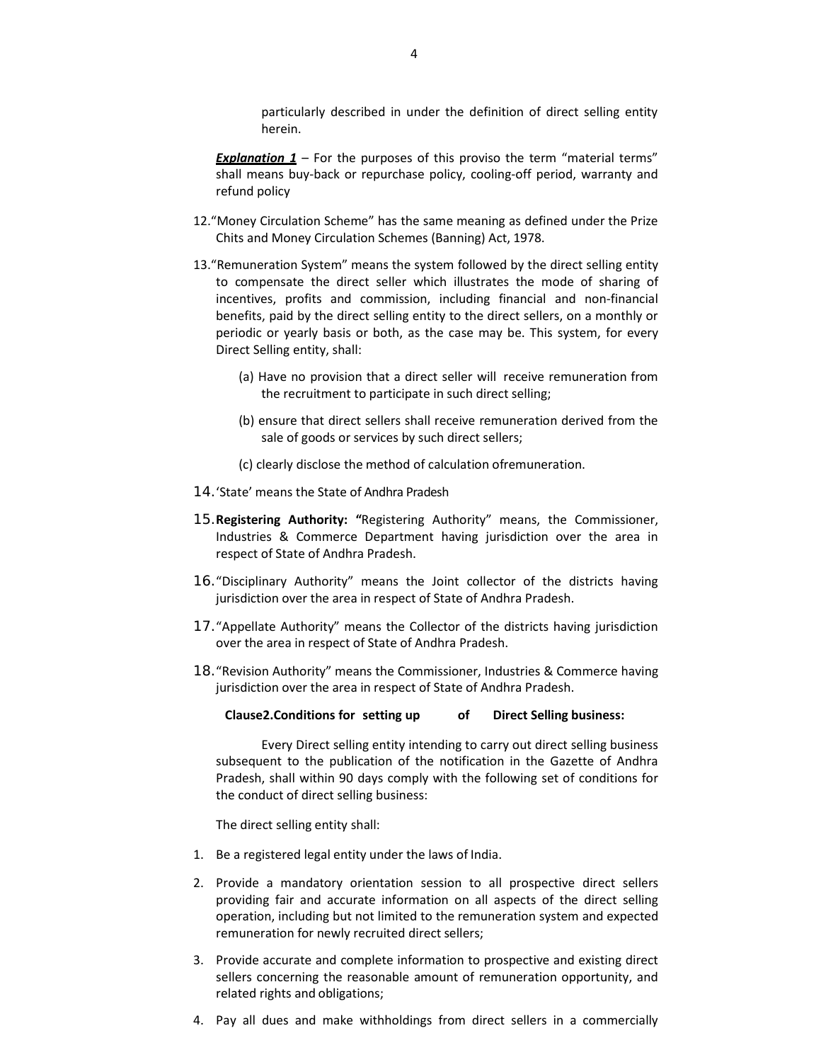particularly described in under the definition of direct selling entity herein.

***Explanation 1*** – For the purposes of this proviso the term "material terms" shall means buy-back or repurchase policy, cooling-off period, warranty and refund policy

12. "Money Circulation Scheme" has the same meaning as defined under the Prize Chits and Money Circulation Schemes (Banning) Act, 1978.

13. "Remuneration System" means the system followed by the direct selling entity to compensate the direct seller which illustrates the mode of sharing of incentives, profits and commission, including financial and non-financial benefits, paid by the direct selling entity to the direct sellers, on a monthly or periodic or yearly basis or both, as the case may be. This system, for every Direct Selling entity, shall:

    (a) Have no provision that a direct seller will receive remuneration from the recruitment to participate in such direct selling;

    (b) ensure that direct sellers shall receive remuneration derived from the sale of goods or services by such direct sellers;

    (c) clearly disclose the method of calculation ofremuneration.

14. 'State' means the State of Andhra Pradesh

15. **Registering Authority: "**Registering Authority" means, the Commissioner, Industries & Commerce Department having jurisdiction over the area in respect of State of Andhra Pradesh.

16. "Disciplinary Authority" means the Joint collector of the districts having jurisdiction over the area in respect of State of Andhra Pradesh.

17. "Appellate Authority" means the Collector of the districts having jurisdiction over the area in respect of State of Andhra Pradesh.

18. "Revision Authority" means the Commissioner, Industries & Commerce having jurisdiction over the area in respect of State of Andhra Pradesh.

**Clause2.Conditions for setting up of Direct Selling business:**

Every Direct selling entity intending to carry out direct selling business subsequent to the publication of the notification in the Gazette of Andhra Pradesh, shall within 90 days comply with the following set of conditions for the conduct of direct selling business:

The direct selling entity shall:

1. Be a registered legal entity under the laws of India.

2. Provide a mandatory orientation session to all prospective direct sellers providing fair and accurate information on all aspects of the direct selling operation, including but not limited to the remuneration system and expected remuneration for newly recruited direct sellers;

3. Provide accurate and complete information to prospective and existing direct sellers concerning the reasonable amount of remuneration opportunity, and related rights and obligations;

4. Pay all dues and make withholdings from direct sellers in a commercially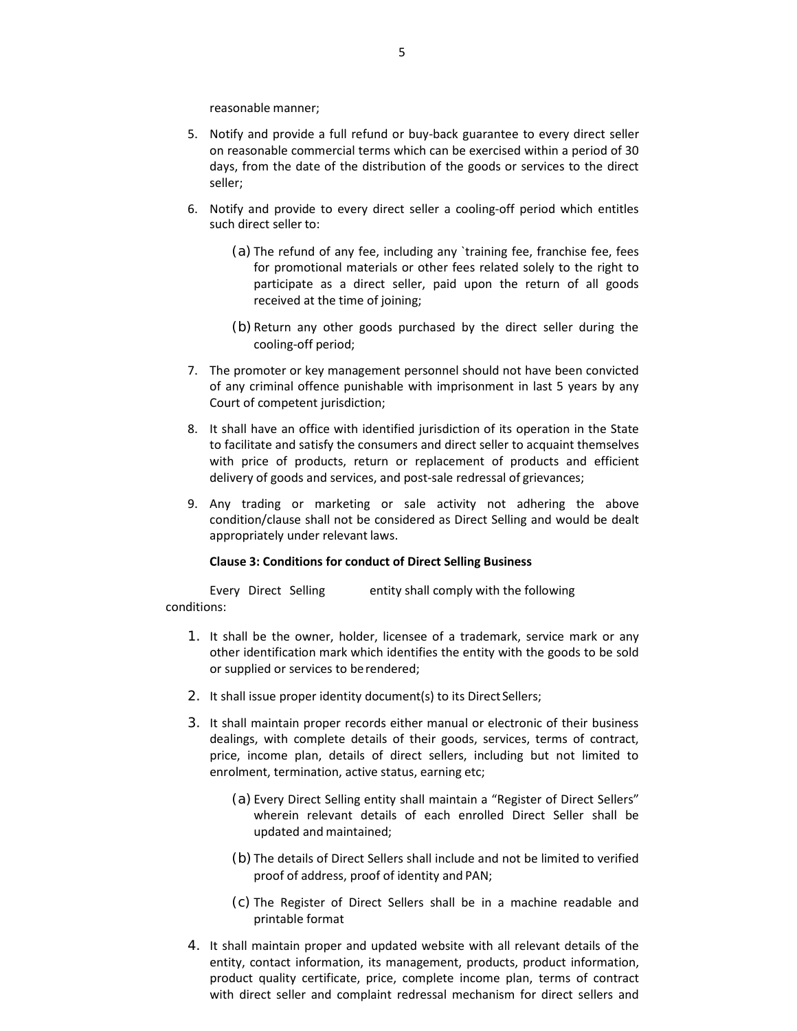reasonable manner;

5. Notify and provide a full refund or buy-back guarantee to every direct seller on reasonable commercial terms which can be exercised within a period of 30 days, from the date of the distribution of the goods or services to the direct seller;

6. Notify and provide to every direct seller a cooling-off period which entitles such direct seller to:

   (a) The refund of any fee, including any `training fee, franchise fee, fees for promotional materials or other fees related solely to the right to participate as a direct seller, paid upon the return of all goods received at the time of joining;

   (b) Return any other goods purchased by the direct seller during the cooling-off period;

7. The promoter or key management personnel should not have been convicted of any criminal offence punishable with imprisonment in last 5 years by any Court of competent jurisdiction;

8. It shall have an office with identified jurisdiction of its operation in the State to facilitate and satisfy the consumers and direct seller to acquaint themselves with price of products, return or replacement of products and efficient delivery of goods and services, and post-sale redressal of grievances;

9. Any trading or marketing or sale activity not adhering the above condition/clause shall not be considered as Direct Selling and would be dealt appropriately under relevant laws.

**Clause 3: Conditions for conduct of Direct Selling Business**

Every Direct Selling entity shall comply with the following conditions:

1. It shall be the owner, holder, licensee of a trademark, service mark or any other identification mark which identifies the entity with the goods to be sold or supplied or services to be rendered;

2. It shall issue proper identity document(s) to its Direct Sellers;

3. It shall maintain proper records either manual or electronic of their business dealings, with complete details of their goods, services, terms of contract, price, income plan, details of direct sellers, including but not limited to enrolment, termination, active status, earning etc;

   (a) Every Direct Selling entity shall maintain a "Register of Direct Sellers" wherein relevant details of each enrolled Direct Seller shall be updated and maintained;

   (b) The details of Direct Sellers shall include and not be limited to verified proof of address, proof of identity and PAN;

   (c) The Register of Direct Sellers shall be in a machine readable and printable format

4. It shall maintain proper and updated website with all relevant details of the entity, contact information, its management, products, product information, product quality certificate, price, complete income plan, terms of contract with direct seller and complaint redressal mechanism for direct sellers and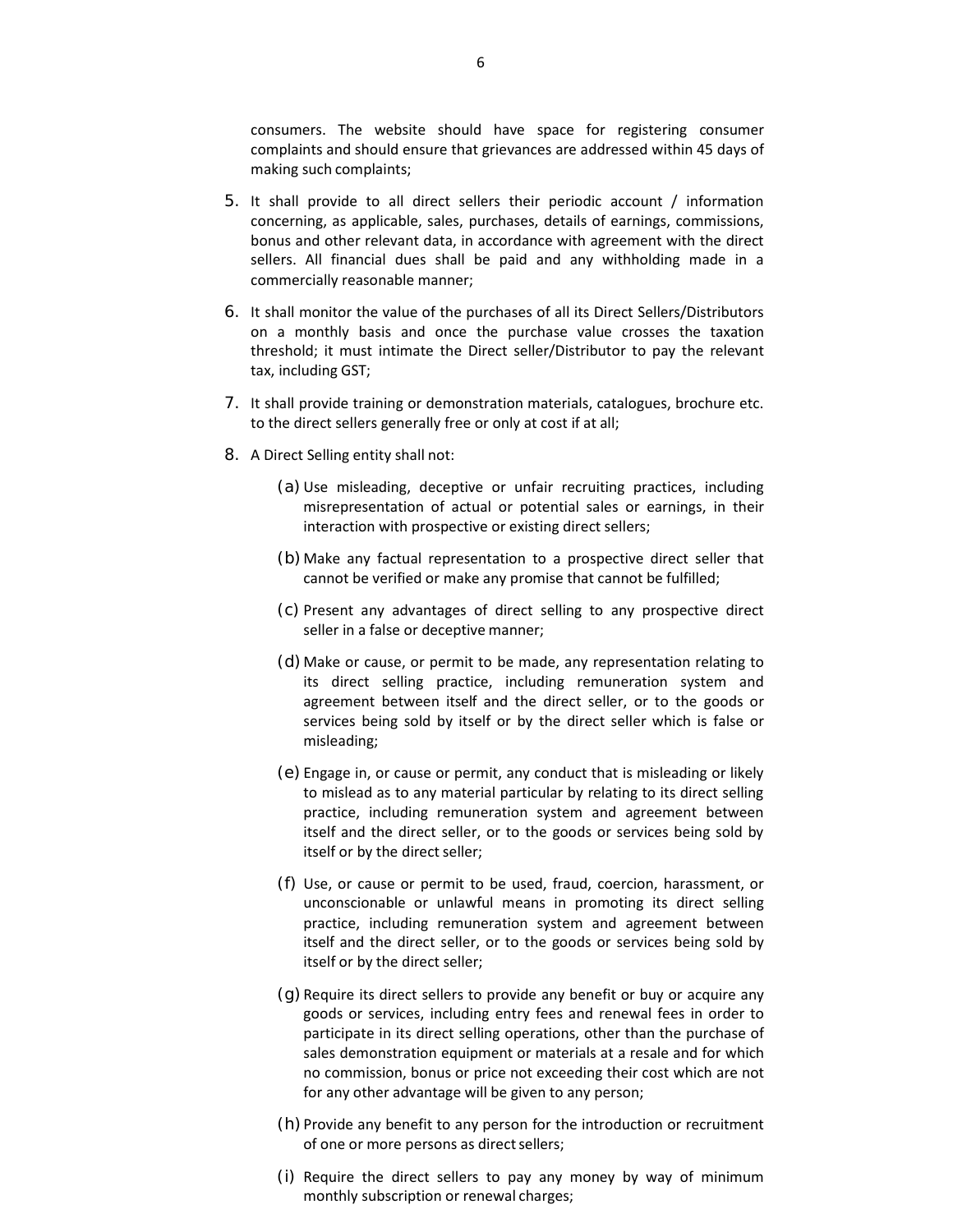consumers. The website should have space for registering consumer complaints and should ensure that grievances are addressed within 45 days of making such complaints;

5. It shall provide to all direct sellers their periodic account / information concerning, as applicable, sales, purchases, details of earnings, commissions, bonus and other relevant data, in accordance with agreement with the direct sellers. All financial dues shall be paid and any withholding made in a commercially reasonable manner;

6. It shall monitor the value of the purchases of all its Direct Sellers/Distributors on a monthly basis and once the purchase value crosses the taxation threshold; it must intimate the Direct seller/Distributor to pay the relevant tax, including GST;

7. It shall provide training or demonstration materials, catalogues, brochure etc. to the direct sellers generally free or only at cost if at all;

8. A Direct Selling entity shall not:

   (a) Use misleading, deceptive or unfair recruiting practices, including misrepresentation of actual or potential sales or earnings, in their interaction with prospective or existing direct sellers;

   (b) Make any factual representation to a prospective direct seller that cannot be verified or make any promise that cannot be fulfilled;

   (c) Present any advantages of direct selling to any prospective direct seller in a false or deceptive manner;

   (d) Make or cause, or permit to be made, any representation relating to its direct selling practice, including remuneration system and agreement between itself and the direct seller, or to the goods or services being sold by itself or by the direct seller which is false or misleading;

   (e) Engage in, or cause or permit, any conduct that is misleading or likely to mislead as to any material particular by relating to its direct selling practice, including remuneration system and agreement between itself and the direct seller, or to the goods or services being sold by itself or by the direct seller;

   (f) Use, or cause or permit to be used, fraud, coercion, harassment, or unconscionable or unlawful means in promoting its direct selling practice, including remuneration system and agreement between itself and the direct seller, or to the goods or services being sold by itself or by the direct seller;

   (g) Require its direct sellers to provide any benefit or buy or acquire any goods or services, including entry fees and renewal fees in order to participate in its direct selling operations, other than the purchase of sales demonstration equipment or materials at a resale and for which no commission, bonus or price not exceeding their cost which are not for any other advantage will be given to any person;

   (h) Provide any benefit to any person for the introduction or recruitment of one or more persons as direct sellers;

   (i) Require the direct sellers to pay any money by way of minimum monthly subscription or renewal charges;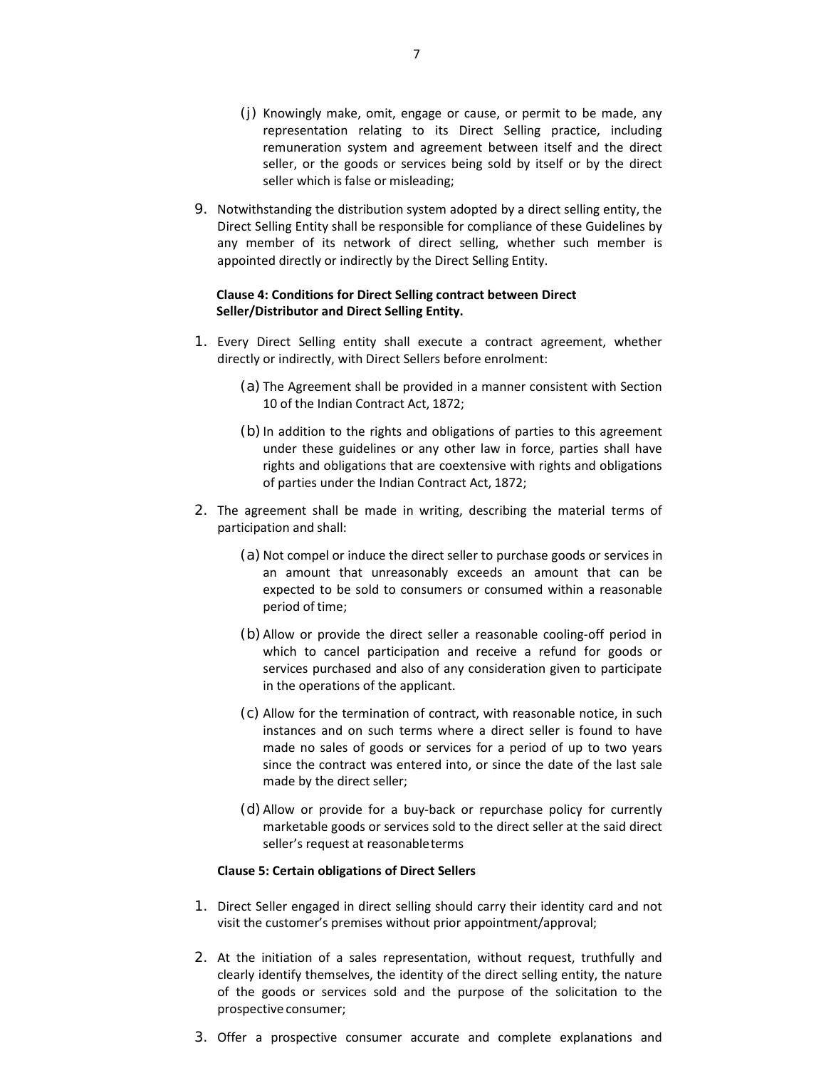(j) Knowingly make, omit, engage or cause, or permit to be made, any representation relating to its Direct Selling practice, including remuneration system and agreement between itself and the direct seller, or the goods or services being sold by itself or by the direct seller which is false or misleading;

9. Notwithstanding the distribution system adopted by a direct selling entity, the Direct Selling Entity shall be responsible for compliance of these Guidelines by any member of its network of direct selling, whether such member is appointed directly or indirectly by the Direct Selling Entity.

**Clause 4: Conditions for Direct Selling contract between Direct Seller/Distributor and Direct Selling Entity.**

1. Every Direct Selling entity shall execute a contract agreement, whether directly or indirectly, with Direct Sellers before enrolment:

   (a) The Agreement shall be provided in a manner consistent with Section 10 of the Indian Contract Act, 1872;

   (b) In addition to the rights and obligations of parties to this agreement under these guidelines or any other law in force, parties shall have rights and obligations that are coextensive with rights and obligations of parties under the Indian Contract Act, 1872;

2. The agreement shall be made in writing, describing the material terms of participation and shall:

   (a) Not compel or induce the direct seller to purchase goods or services in an amount that unreasonably exceeds an amount that can be expected to be sold to consumers or consumed within a reasonable period of time;

   (b) Allow or provide the direct seller a reasonable cooling-off period in which to cancel participation and receive a refund for goods or services purchased and also of any consideration given to participate in the operations of the applicant.

   (c) Allow for the termination of contract, with reasonable notice, in such instances and on such terms where a direct seller is found to have made no sales of goods or services for a period of up to two years since the contract was entered into, or since the date of the last sale made by the direct seller;

   (d) Allow or provide for a buy-back or repurchase policy for currently marketable goods or services sold to the direct seller at the said direct seller's request at reasonable terms

**Clause 5: Certain obligations of Direct Sellers**

1. Direct Seller engaged in direct selling should carry their identity card and not visit the customer's premises without prior appointment/approval;

2. At the initiation of a sales representation, without request, truthfully and clearly identify themselves, the identity of the direct selling entity, the nature of the goods or services sold and the purpose of the solicitation to the prospective consumer;

3. Offer a prospective consumer accurate and complete explanations and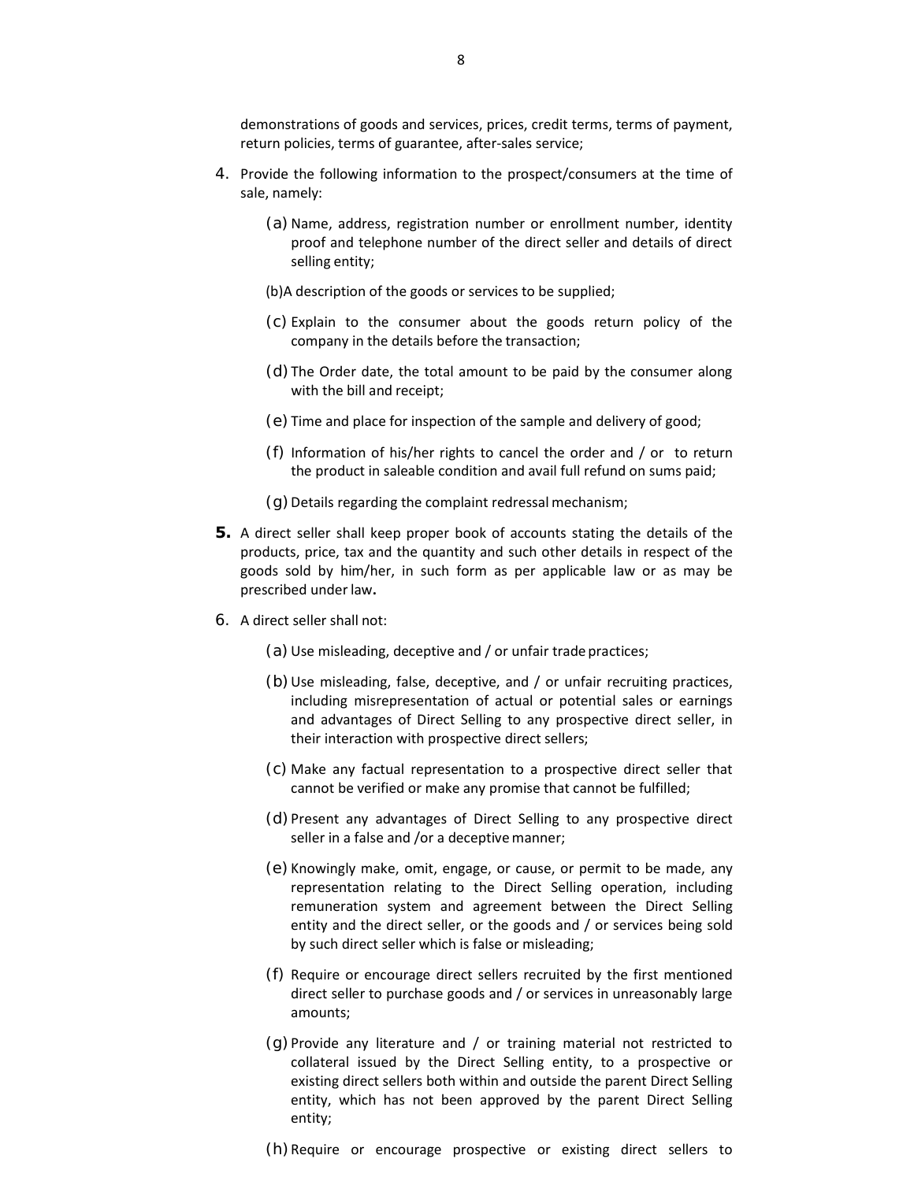demonstrations of goods and services, prices, credit terms, terms of payment, return policies, terms of guarantee, after-sales service;

4. Provide the following information to the prospect/consumers at the time of sale, namely:

    (a) Name, address, registration number or enrollment number, identity proof and telephone number of the direct seller and details of direct selling entity;

    (b)A description of the goods or services to be supplied;

    (c) Explain to the consumer about the goods return policy of the company in the details before the transaction;

    (d) The Order date, the total amount to be paid by the consumer along with the bill and receipt;

    (e) Time and place for inspection of the sample and delivery of good;

    (f) Information of his/her rights to cancel the order and / or to return the product in saleable condition and avail full refund on sums paid;

    (g) Details regarding the complaint redressal mechanism;

**5.** A direct seller shall keep proper book of accounts stating the details of the products, price, tax and the quantity and such other details in respect of the goods sold by him/her, in such form as per applicable law or as may be prescribed under law**.**

6. A direct seller shall not:

    (a) Use misleading, deceptive and / or unfair trade practices;

    (b) Use misleading, false, deceptive, and / or unfair recruiting practices, including misrepresentation of actual or potential sales or earnings and advantages of Direct Selling to any prospective direct seller, in their interaction with prospective direct sellers;

    (c) Make any factual representation to a prospective direct seller that cannot be verified or make any promise that cannot be fulfilled;

    (d) Present any advantages of Direct Selling to any prospective direct seller in a false and /or a deceptive manner;

    (e) Knowingly make, omit, engage, or cause, or permit to be made, any representation relating to the Direct Selling operation, including remuneration system and agreement between the Direct Selling entity and the direct seller, or the goods and / or services being sold by such direct seller which is false or misleading;

    (f) Require or encourage direct sellers recruited by the first mentioned direct seller to purchase goods and / or services in unreasonably large amounts;

    (g) Provide any literature and / or training material not restricted to collateral issued by the Direct Selling entity, to a prospective or existing direct sellers both within and outside the parent Direct Selling entity, which has not been approved by the parent Direct Selling entity;

    (h) Require or encourage prospective or existing direct sellers to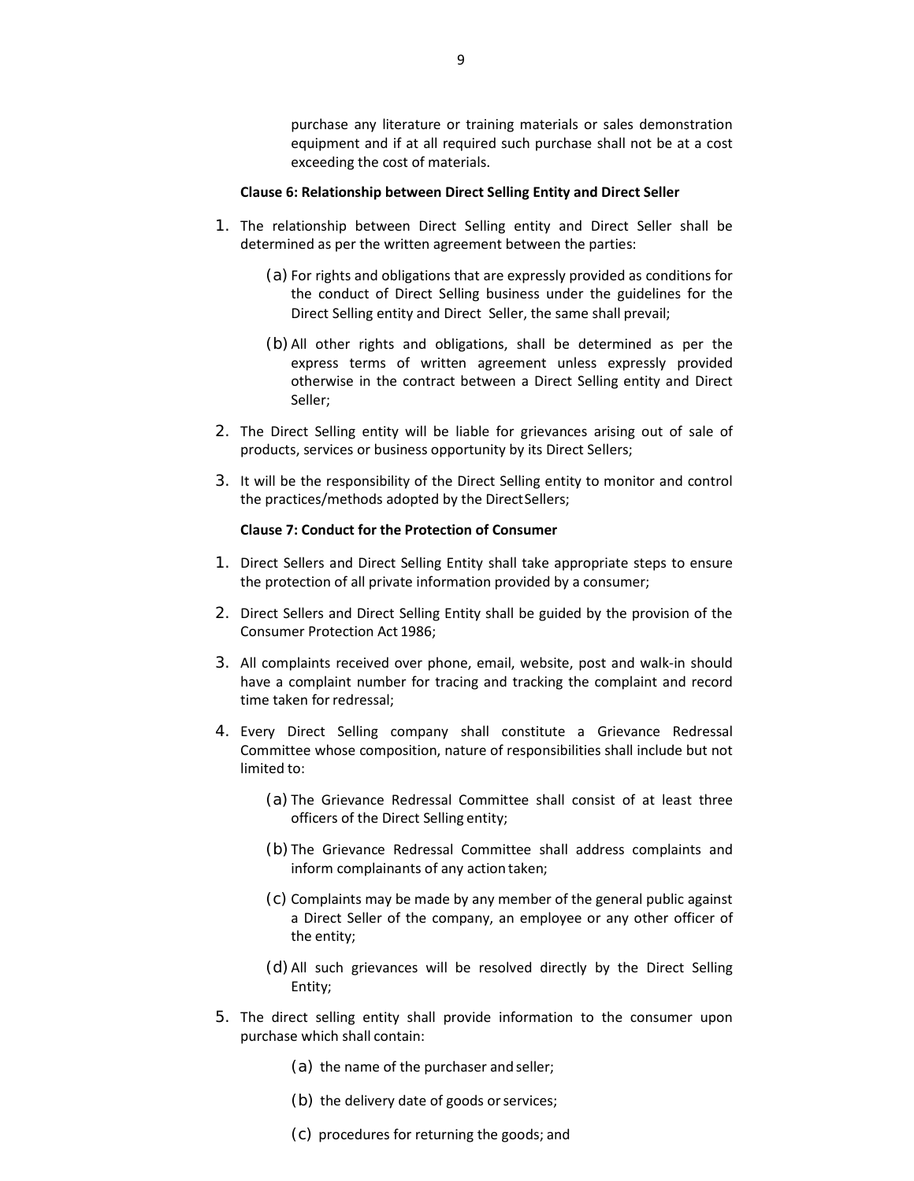purchase any literature or training materials or sales demonstration equipment and if at all required such purchase shall not be at a cost exceeding the cost of materials.

**Clause 6: Relationship between Direct Selling Entity and Direct Seller**

1. The relationship between Direct Selling entity and Direct Seller shall be determined as per the written agreement between the parties:

   (a) For rights and obligations that are expressly provided as conditions for the conduct of Direct Selling business under the guidelines for the Direct Selling entity and Direct Seller, the same shall prevail;

   (b) All other rights and obligations, shall be determined as per the express terms of written agreement unless expressly provided otherwise in the contract between a Direct Selling entity and Direct Seller;

2. The Direct Selling entity will be liable for grievances arising out of sale of products, services or business opportunity by its Direct Sellers;

3. It will be the responsibility of the Direct Selling entity to monitor and control the practices/methods adopted by the Direct Sellers;

**Clause 7: Conduct for the Protection of Consumer**

1. Direct Sellers and Direct Selling Entity shall take appropriate steps to ensure the protection of all private information provided by a consumer;

2. Direct Sellers and Direct Selling Entity shall be guided by the provision of the Consumer Protection Act 1986;

3. All complaints received over phone, email, website, post and walk-in should have a complaint number for tracing and tracking the complaint and record time taken for redressal;

4. Every Direct Selling company shall constitute a Grievance Redressal Committee whose composition, nature of responsibilities shall include but not limited to:

   (a) The Grievance Redressal Committee shall consist of at least three officers of the Direct Selling entity;

   (b) The Grievance Redressal Committee shall address complaints and inform complainants of any action taken;

   (c) Complaints may be made by any member of the general public against a Direct Seller of the company, an employee or any other officer of the entity;

   (d) All such grievances will be resolved directly by the Direct Selling Entity;

5. The direct selling entity shall provide information to the consumer upon purchase which shall contain:

   (a) the name of the purchaser and seller;

   (b) the delivery date of goods or services;

   (c) procedures for returning the goods; and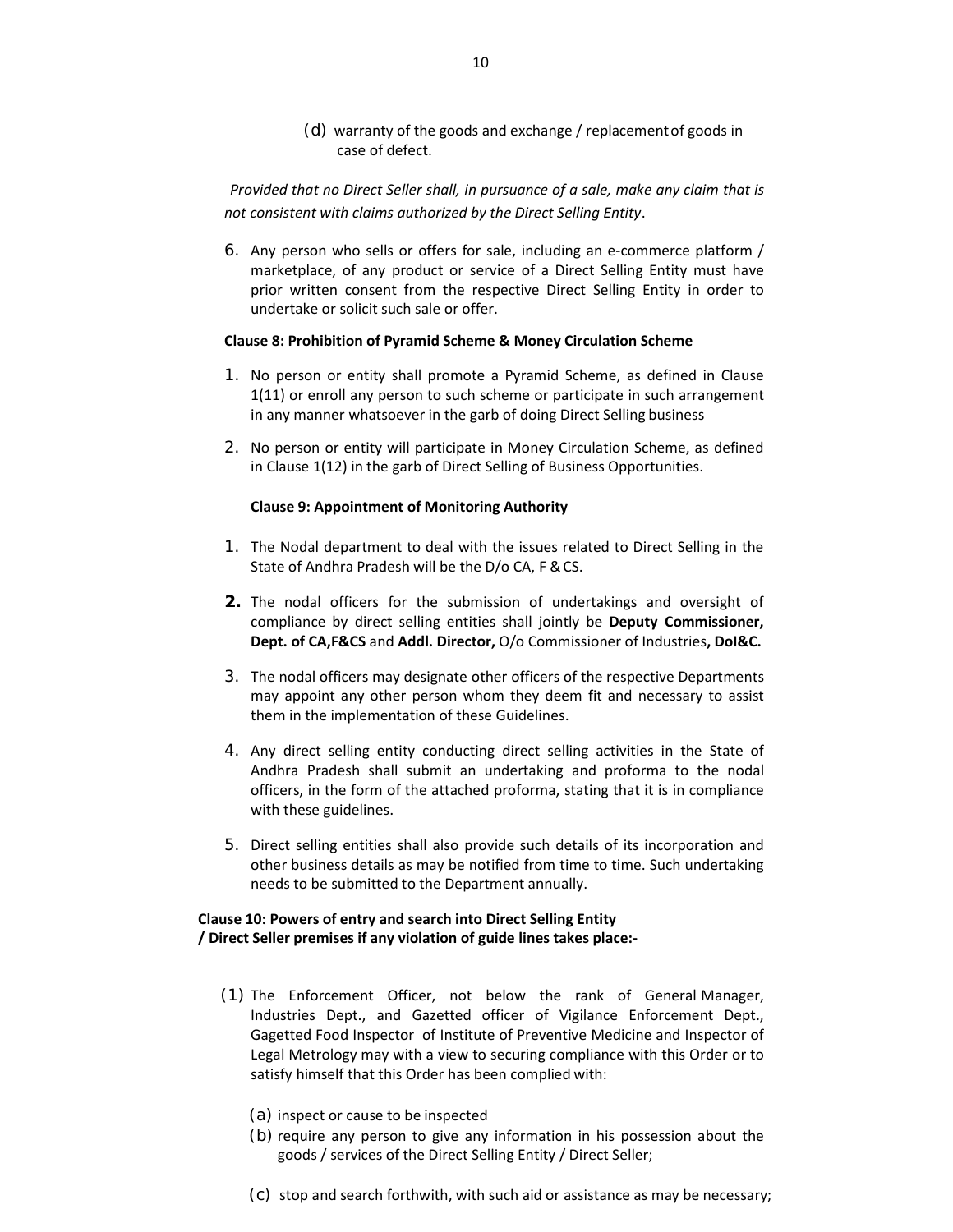(d) warranty of the goods and exchange / replacement of goods in case of defect.

*Provided that no Direct Seller shall, in pursuance of a sale, make any claim that is not consistent with claims authorized by the Direct Selling Entity*.

6. Any person who sells or offers for sale, including an e-commerce platform / marketplace, of any product or service of a Direct Selling Entity must have prior written consent from the respective Direct Selling Entity in order to undertake or solicit such sale or offer.

**Clause 8: Prohibition of Pyramid Scheme & Money Circulation Scheme**

1. No person or entity shall promote a Pyramid Scheme, as defined in Clause 1(11) or enroll any person to such scheme or participate in such arrangement in any manner whatsoever in the garb of doing Direct Selling business
2. No person or entity will participate in Money Circulation Scheme, as defined in Clause 1(12) in the garb of Direct Selling of Business Opportunities.

**Clause 9: Appointment of Monitoring Authority**

1. The Nodal department to deal with the issues related to Direct Selling in the State of Andhra Pradesh will be the D/o CA, F & CS.
2. The nodal officers for the submission of undertakings and oversight of compliance by direct selling entities shall jointly be **Deputy Commissioner, Dept. of CA,F&CS** and **Addl. Director,** O/o Commissioner of Industries**, DoI&C.**
3. The nodal officers may designate other officers of the respective Departments may appoint any other person whom they deem fit and necessary to assist them in the implementation of these Guidelines.
4. Any direct selling entity conducting direct selling activities in the State of Andhra Pradesh shall submit an undertaking and proforma to the nodal officers, in the form of the attached proforma, stating that it is in compliance with these guidelines.
5. Direct selling entities shall also provide such details of its incorporation and other business details as may be notified from time to time. Such undertaking needs to be submitted to the Department annually.

**Clause 10: Powers of entry and search into Direct Selling Entity / Direct Seller premises if any violation of guide lines takes place:-**

(1) The Enforcement Officer, not below the rank of General Manager, Industries Dept., and Gazetted officer of Vigilance Enforcement Dept., Gagetted Food Inspector of Institute of Preventive Medicine and Inspector of Legal Metrology may with a view to securing compliance with this Order or to satisfy himself that this Order has been complied with:

(a) inspect or cause to be inspected

(b) require any person to give any information in his possession about the goods / services of the Direct Selling Entity / Direct Seller;

(c) stop and search forthwith, with such aid or assistance as may be necessary;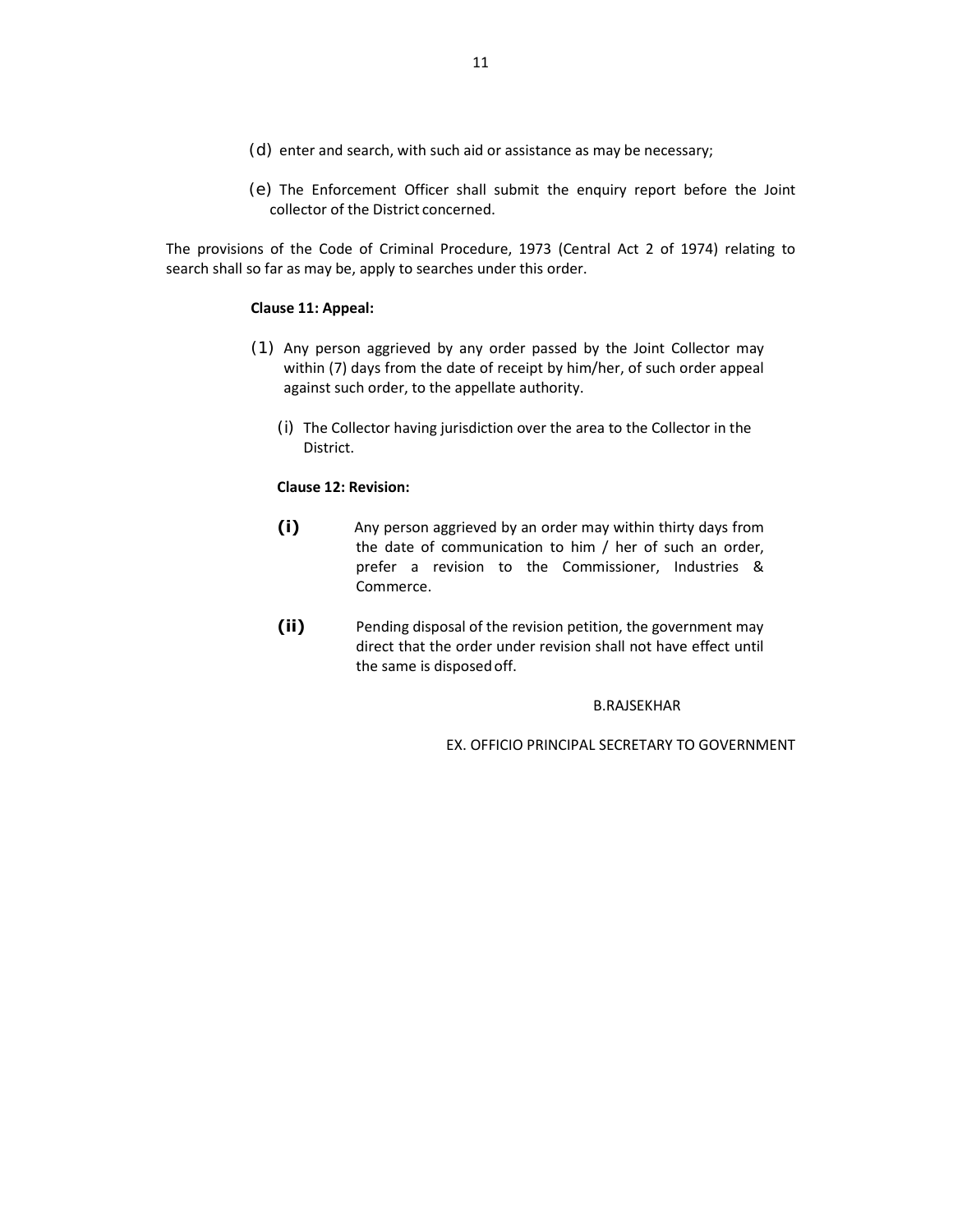(d) enter and search, with such aid or assistance as may be necessary;

(e) The Enforcement Officer shall submit the enquiry report before the Joint collector of the District concerned.

The provisions of the Code of Criminal Procedure, 1973 (Central Act 2 of 1974) relating to search shall so far as may be, apply to searches under this order.

**Clause 11: Appeal:**

(1) Any person aggrieved by any order passed by the Joint Collector may within (7) days from the date of receipt by him/her, of such order appeal against such order, to the appellate authority.

(i) The Collector having jurisdiction over the area to the Collector in the District.

**Clause 12: Revision:**

**(i)** Any person aggrieved by an order may within thirty days from the date of communication to him / her of such an order, prefer a revision to the Commissioner, Industries & Commerce.

**(ii)** Pending disposal of the revision petition, the government may direct that the order under revision shall not have effect until the same is disposed off.

B.RAJSEKHAR

EX. OFFICIO PRINCIPAL SECRETARY TO GOVERNMENT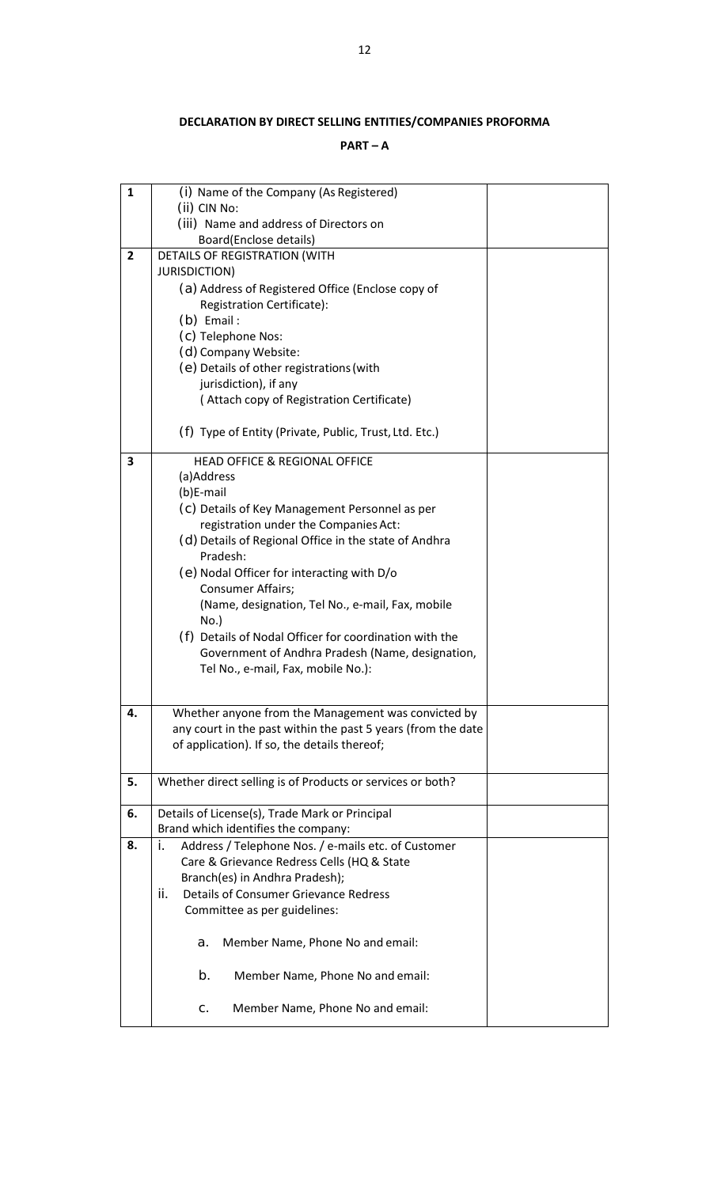## DECLARATION BY DIRECT SELLING ENTITIES/COMPANIES PROFORMA

### PART – A

| | | |
|---|---|---|
| **1** | (i) Name of the Company (As Registered)<br>(ii) CIN No:<br>(iii) Name and address of Directors on Board(Enclose details) | |
| **2** | DETAILS OF REGISTRATION (WITH JURISDICTION)<br>(a) Address of Registered Office (Enclose copy of Registration Certificate):<br>(b) Email :<br>(c) Telephone Nos:<br>(d) Company Website:<br>(e) Details of other registrations (with jurisdiction), if any<br>( Attach copy of Registration Certificate)<br><br>(f) Type of Entity (Private, Public, Trust, Ltd. Etc.) | |
| **3** | HEAD OFFICE & REGIONAL OFFICE<br>(a)Address<br>(b)E-mail<br>(c) Details of Key Management Personnel as per registration under the Companies Act:<br>(d) Details of Regional Office in the state of Andhra Pradesh:<br>(e) Nodal Officer for interacting with D/o Consumer Affairs;<br>(Name, designation, Tel No., e-mail, Fax, mobile No.)<br>(f) Details of Nodal Officer for coordination with the Government of Andhra Pradesh (Name, designation, Tel No., e-mail, Fax, mobile No.): | |
| **4.** | Whether anyone from the Management was convicted by any court in the past within the past 5 years (from the date of application). If so, the details thereof; | |
| **5.** | Whether direct selling is of Products or services or both? | |
| **6.** | Details of License(s), Trade Mark or Principal Brand which identifies the company: | |
| **8.** | i. Address / Telephone Nos. / e-mails etc. of Customer Care & Grievance Redress Cells (HQ & State Branch(es) in Andhra Pradesh);<br>ii. Details of Consumer Grievance Redress Committee as per guidelines:<br><br>a. Member Name, Phone No and email:<br><br>b. Member Name, Phone No and email:<br><br>c. Member Name, Phone No and email: | |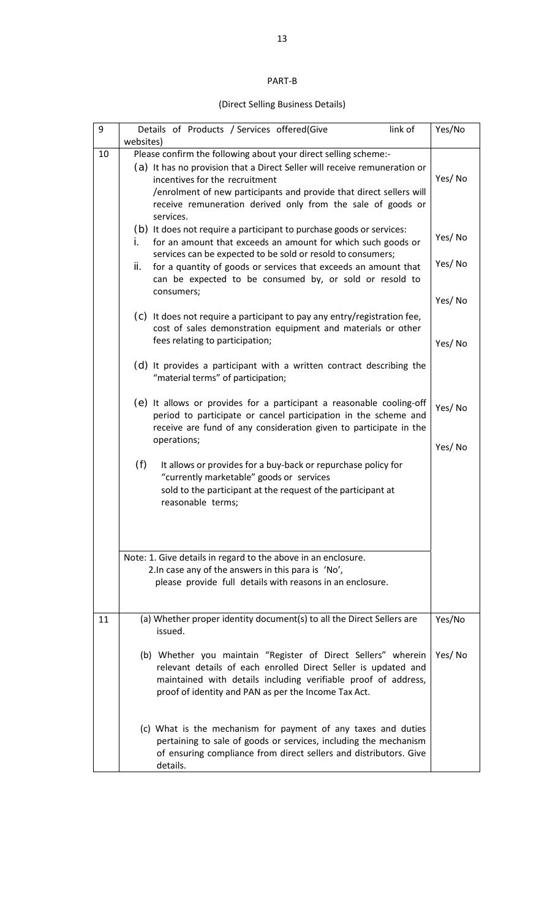## PART-B

### (Direct Selling Business Details)

| 9 | Details of Products / Services offered(Give link of websites) | Yes/No |
|---|---|---|
| 10 | Please confirm the following about your direct selling scheme:-<br>(a) It has no provision that a Direct Seller will receive remuneration or incentives for the recruitment /enrolment of new participants and provide that direct sellers will receive remuneration derived only from the sale of goods or services.<br>(b) It does not require a participant to purchase goods or services:<br>i. for an amount that exceeds an amount for which such goods or services can be expected to be sold or resold to consumers;<br>ii. for a quantity of goods or services that exceeds an amount that can be expected to be consumed by, or sold or resold to consumers;<br>(c) It does not require a participant to pay any entry/registration fee, cost of sales demonstration equipment and materials or other fees relating to participation;<br>(d) It provides a participant with a written contract describing the "material terms" of participation;<br>(e) It allows or provides for a participant a reasonable cooling-off period to participate or cancel participation in the scheme and receive are fund of any consideration given to participate in the operations;<br>(f) It allows or provides for a buy-back or repurchase policy for "currently marketable" goods or services sold to the participant at the request of the participant at reasonable terms; | Yes/ No<br><br>Yes/ No<br><br>Yes/ No<br><br>Yes/ No<br><br>Yes/ No<br><br>Yes/ No<br><br>Yes/ No |
| | Note: 1. Give details in regard to the above in an enclosure.<br>2. In case any of the answers in this para is 'No', please provide full details with reasons in an enclosure. | |
| 11 | (a) Whether proper identity document(s) to all the Direct Sellers are issued.<br><br>(b) Whether you maintain "Register of Direct Sellers" wherein relevant details of each enrolled Direct Seller is updated and maintained with details including verifiable proof of address, proof of identity and PAN as per the Income Tax Act.<br><br>(c) What is the mechanism for payment of any taxes and duties pertaining to sale of goods or services, including the mechanism of ensuring compliance from direct sellers and distributors. Give details. | Yes/No<br><br>Yes/ No |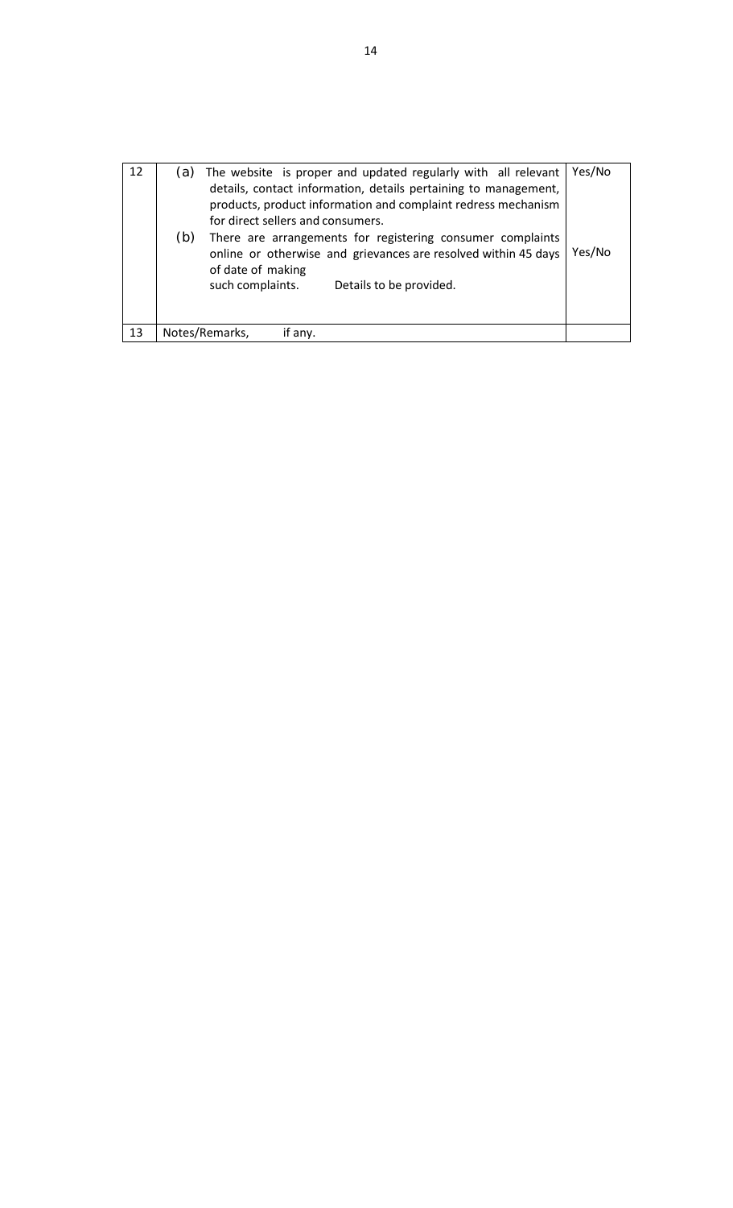| | | |
|---|---|---|
| 12 | (a) The website is proper and updated regularly with all relevant details, contact information, details pertaining to management, products, product information and complaint redress mechanism for direct sellers and consumers.<br>(b) There are arrangements for registering consumer complaints online or otherwise and grievances are resolved within 45 days of date of making such complaints. Details to be provided. | Yes/No<br><br>Yes/No |
| 13 | Notes/Remarks, if any. | |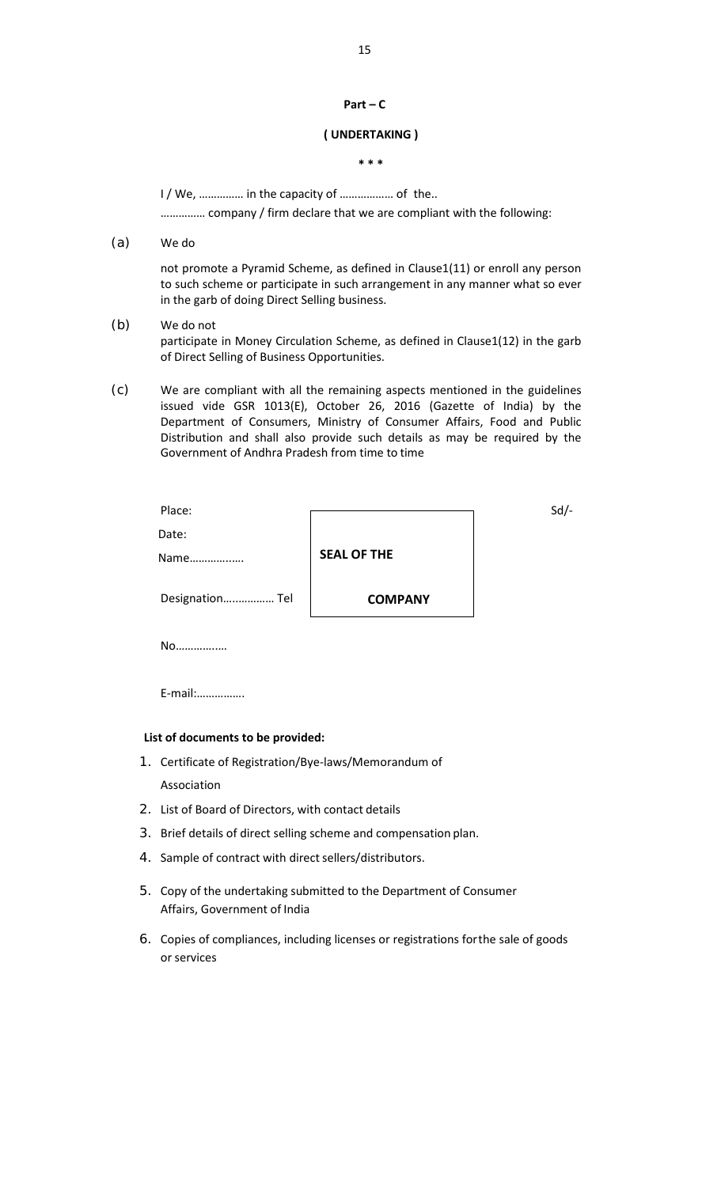**Part – C**

**( UNDERTAKING )**

*** 

I / We, …………… in the capacity of ……………… of the.. …………… company / firm declare that we are compliant with the following:

(a) We do not promote a Pyramid Scheme, as defined in Clause1(11) or enroll any person to such scheme or participate in such arrangement in any manner what so ever in the garb of doing Direct Selling business.

(b) We do not participate in Money Circulation Scheme, as defined in Clause1(12) in the garb of Direct Selling of Business Opportunities.

(c) We are compliant with all the remaining aspects mentioned in the guidelines issued vide GSR 1013(E), October 26, 2016 (Gazette of India) by the Department of Consumers, Ministry of Consumer Affairs, Food and Public Distribution and shall also provide such details as may be required by the Government of Andhra Pradesh from time to time

Place:

Date:

Name……………..

Designation…………….. Tel No…………….

E-mail:…………….

**SEAL OF THE COMPANY**

Sd/-

**List of documents to be provided:**

1. Certificate of Registration/Bye-laws/Memorandum of Association
2. List of Board of Directors, with contact details
3. Brief details of direct selling scheme and compensation plan.
4. Sample of contract with direct sellers/distributors.
5. Copy of the undertaking submitted to the Department of Consumer Affairs, Government of India
6. Copies of compliances, including licenses or registrations forthe sale of goods or services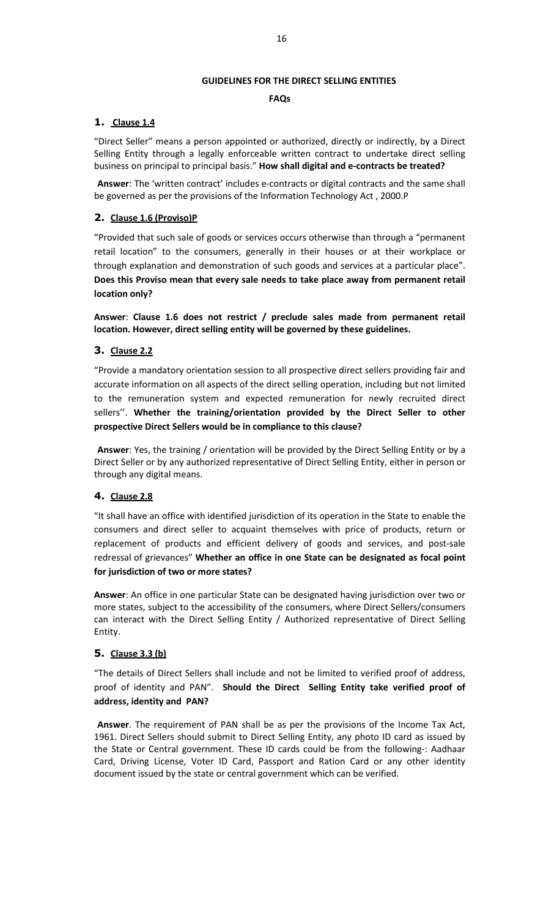**GUIDELINES FOR THE DIRECT SELLING ENTITIES**

**FAQs**

## 1. Clause 1.4

"Direct Seller" means a person appointed or authorized, directly or indirectly, by a Direct Selling Entity through a legally enforceable written contract to undertake direct selling business on principal to principal basis." **How shall digital and e-contracts be treated?**

**Answer**: The 'written contract' includes e-contracts or digital contracts and the same shall be governed as per the provisions of the Information Technology Act , 2000.P

## 2. Clause 1.6 (Proviso)P

"Provided that such sale of goods or services occurs otherwise than through a "permanent retail location" to the consumers, generally in their houses or at their workplace or through explanation and demonstration of such goods and services at a particular place". **Does this Proviso mean that every sale needs to take place away from permanent retail location only?**

**Answer**: **Clause 1.6 does not restrict / preclude sales made from permanent retail location. However, direct selling entity will be governed by these guidelines.**

## 3. Clause 2.2

"Provide a mandatory orientation session to all prospective direct sellers providing fair and accurate information on all aspects of the direct selling operation, including but not limited to the remuneration system and expected remuneration for newly recruited direct sellers''. **Whether the training/orientation provided by the Direct Seller to other prospective Direct Sellers would be in compliance to this clause?**

**Answer**: Yes, the training / orientation will be provided by the Direct Selling Entity or by a Direct Seller or by any authorized representative of Direct Selling Entity, either in person or through any digital means.

## 4. Clause 2.8

"It shall have an office with identified jurisdiction of its operation in the State to enable the consumers and direct seller to acquaint themselves with price of products, return or replacement of products and efficient delivery of goods and services, and post-sale redressal of grievances" **Whether an office in one State can be designated as focal point for jurisdiction of two or more states?**

**Answer**: An office in one particular State can be designated having jurisdiction over two or more states, subject to the accessibility of the consumers, where Direct Sellers/consumers can interact with the Direct Selling Entity / Authorized representative of Direct Selling Entity.

## 5. Clause 3.3 (b)

"The details of Direct Sellers shall include and not be limited to verified proof of address, proof of identity and PAN". **Should the Direct Selling Entity take verified proof of address, identity and PAN?**

**Answer**. The requirement of PAN shall be as per the provisions of the Income Tax Act, 1961. Direct Sellers should submit to Direct Selling Entity, any photo ID card as issued by the State or Central government. These ID cards could be from the following-: Aadhaar Card, Driving License, Voter ID Card, Passport and Ration Card or any other identity document issued by the state or central government which can be verified.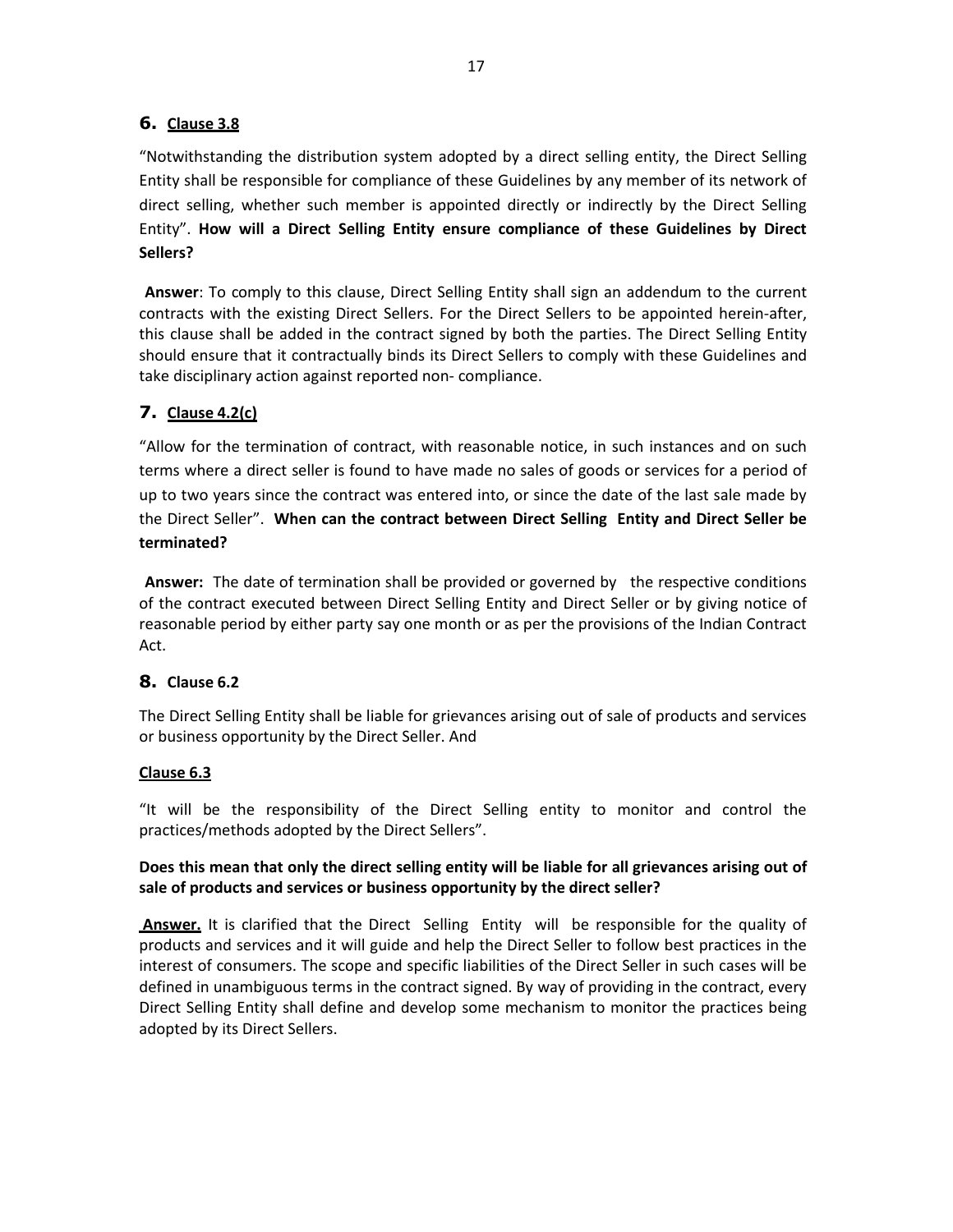## 6. Clause 3.8

"Notwithstanding the distribution system adopted by a direct selling entity, the Direct Selling Entity shall be responsible for compliance of these Guidelines by any member of its network of direct selling, whether such member is appointed directly or indirectly by the Direct Selling Entity". **How will a Direct Selling Entity ensure compliance of these Guidelines by Direct Sellers?**

**Answer**: To comply to this clause, Direct Selling Entity shall sign an addendum to the current contracts with the existing Direct Sellers. For the Direct Sellers to be appointed herein-after, this clause shall be added in the contract signed by both the parties. The Direct Selling Entity should ensure that it contractually binds its Direct Sellers to comply with these Guidelines and take disciplinary action against reported non- compliance.

## 7. Clause 4.2(c)

"Allow for the termination of contract, with reasonable notice, in such instances and on such terms where a direct seller is found to have made no sales of goods or services for a period of up to two years since the contract was entered into, or since the date of the last sale made by the Direct Seller". **When can the contract between Direct Selling Entity and Direct Seller be terminated?**

**Answer:** The date of termination shall be provided or governed by the respective conditions of the contract executed between Direct Selling Entity and Direct Seller or by giving notice of reasonable period by either party say one month or as per the provisions of the Indian Contract Act.

## 8. Clause 6.2

The Direct Selling Entity shall be liable for grievances arising out of sale of products and services or business opportunity by the Direct Seller. And

**Clause 6.3**

"It will be the responsibility of the Direct Selling entity to monitor and control the practices/methods adopted by the Direct Sellers".

**Does this mean that only the direct selling entity will be liable for all grievances arising out of sale of products and services or business opportunity by the direct seller?**

**Answer.** It is clarified that the Direct Selling Entity will be responsible for the quality of products and services and it will guide and help the Direct Seller to follow best practices in the interest of consumers. The scope and specific liabilities of the Direct Seller in such cases will be defined in unambiguous terms in the contract signed. By way of providing in the contract, every Direct Selling Entity shall define and develop some mechanism to monitor the practices being adopted by its Direct Sellers.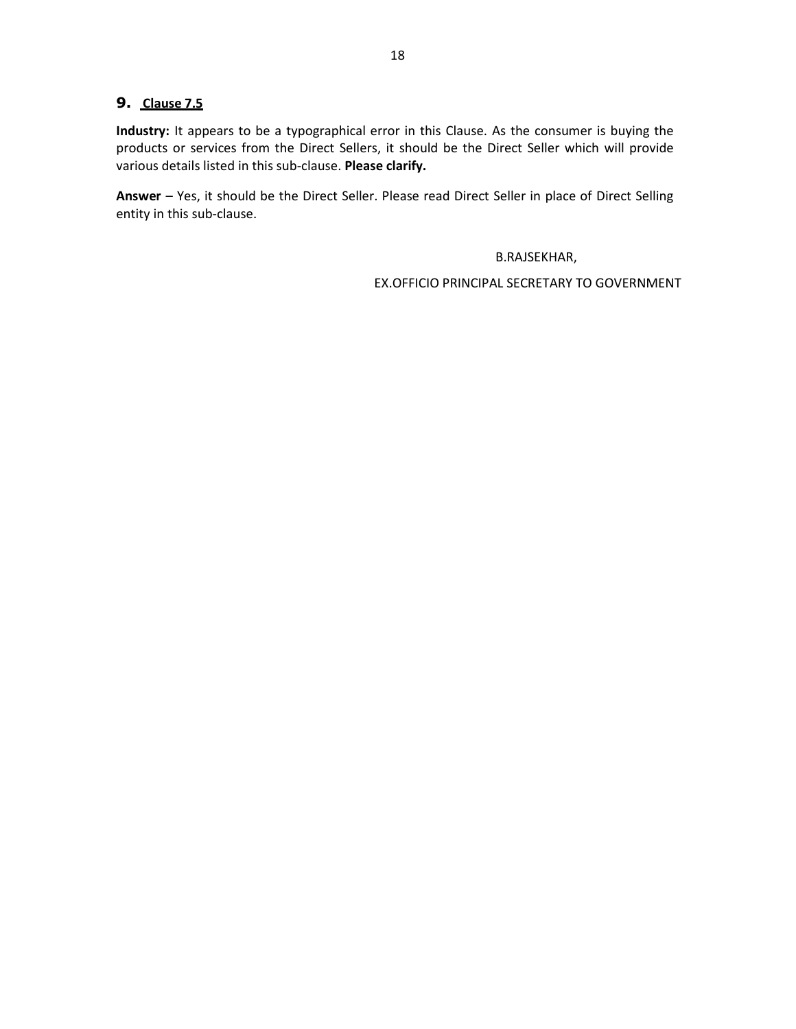## 9. <u>Clause 7.5</u>

**Industry:** It appears to be a typographical error in this Clause. As the consumer is buying the products or services from the Direct Sellers, it should be the Direct Seller which will provide various details listed in this sub-clause. **Please clarify.**

**Answer** – Yes, it should be the Direct Seller. Please read Direct Seller in place of Direct Selling entity in this sub-clause.

B.RAJSEKHAR,

EX.OFFICIO PRINCIPAL SECRETARY TO GOVERNMENT